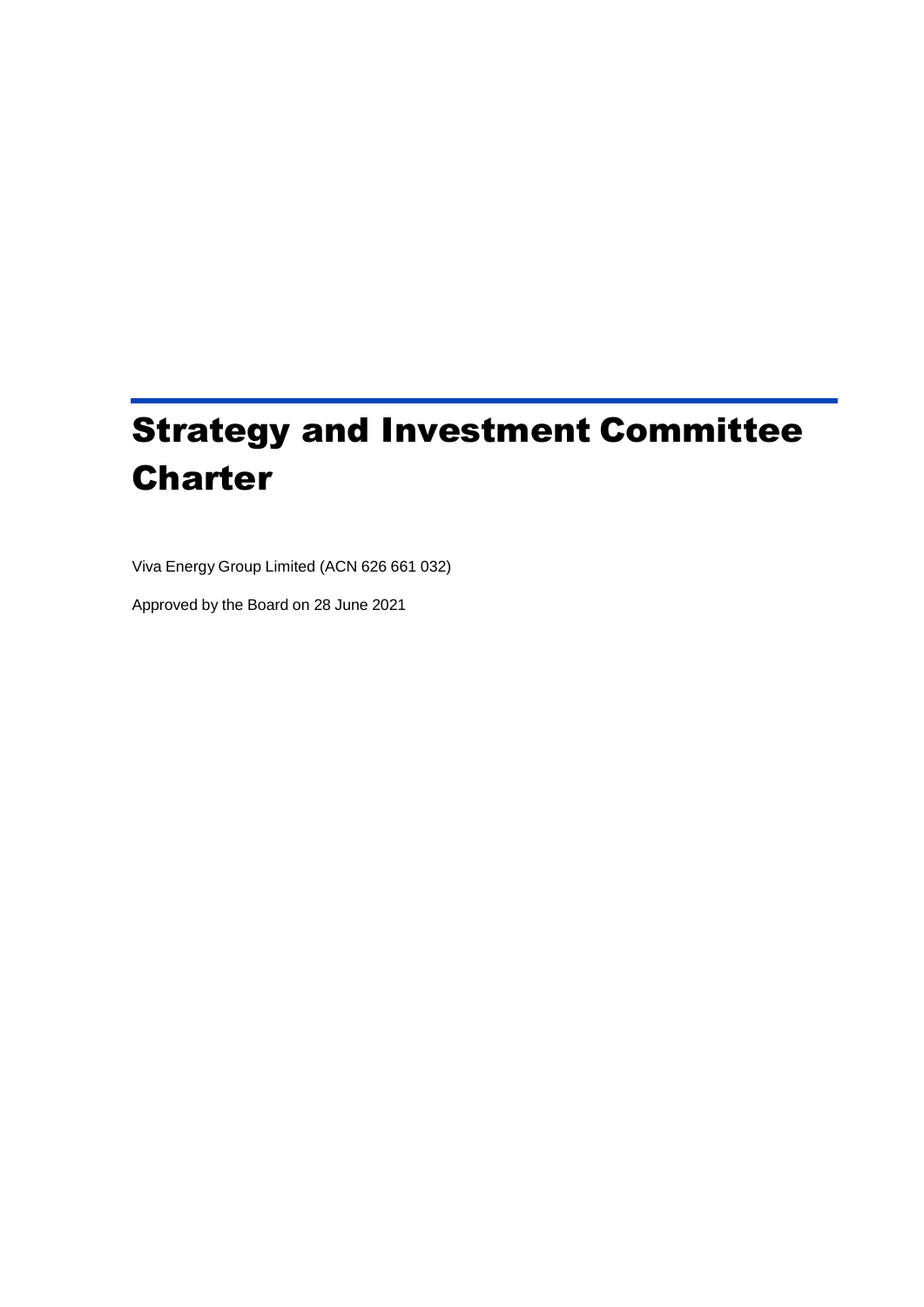# Strategy and Investment Committee Charter

Viva Energy Group Limited (ACN 626 661 032)

Approved by the Board on 28 June 2021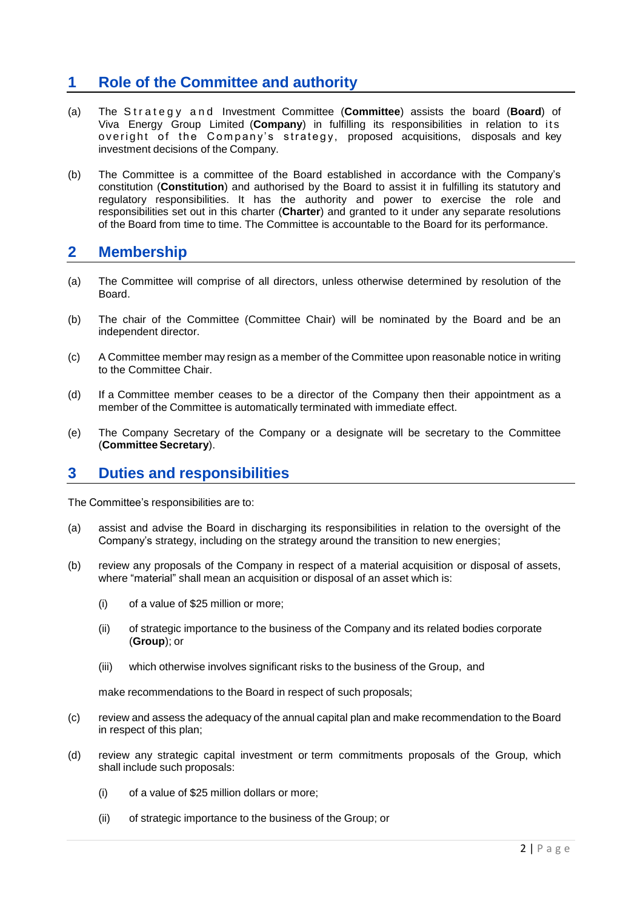## 1 Role of the Committee and authority

(a) The Strategy and Investment Committee (**Committee**) assists the board (**Board**) of Viva Energy Group Limited (**Company**) in fulfilling its responsibilities in relation to its overight of the Company's strategy, proposed acquisitions, disposals and key investment decisions of the Company.

(b) The Committee is a committee of the Board established in accordance with the Company's constitution (**Constitution**) and authorised by the Board to assist it in fulfilling its statutory and regulatory responsibilities. It has the authority and power to exercise the role and responsibilities set out in this charter (**Charter**) and granted to it under any separate resolutions of the Board from time to time. The Committee is accountable to the Board for its performance.

## 2 Membership

(a) The Committee will comprise of all directors, unless otherwise determined by resolution of the Board.

(b) The chair of the Committee (Committee Chair) will be nominated by the Board and be an independent director.

(c) A Committee member may resign as a member of the Committee upon reasonable notice in writing to the Committee Chair.

(d) If a Committee member ceases to be a director of the Company then their appointment as a member of the Committee is automatically terminated with immediate effect.

(e) The Company Secretary of the Company or a designate will be secretary to the Committee (**Committee Secretary**).

## 3 Duties and responsibilities

The Committee's responsibilities are to:

(a) assist and advise the Board in discharging its responsibilities in relation to the oversight of the Company's strategy, including on the strategy around the transition to new energies;

(b) review any proposals of the Company in respect of a material acquisition or disposal of assets, where "material" shall mean an acquisition or disposal of an asset which is:

   (i) of a value of $25 million or more;

   (ii) of strategic importance to the business of the Company and its related bodies corporate (**Group**); or

   (iii) which otherwise involves significant risks to the business of the Group, and

   make recommendations to the Board in respect of such proposals;

(c) review and assess the adequacy of the annual capital plan and make recommendation to the Board in respect of this plan;

(d) review any strategic capital investment or term commitments proposals of the Group, which shall include such proposals:

   (i) of a value of $25 million dollars or more;

   (ii) of strategic importance to the business of the Group; or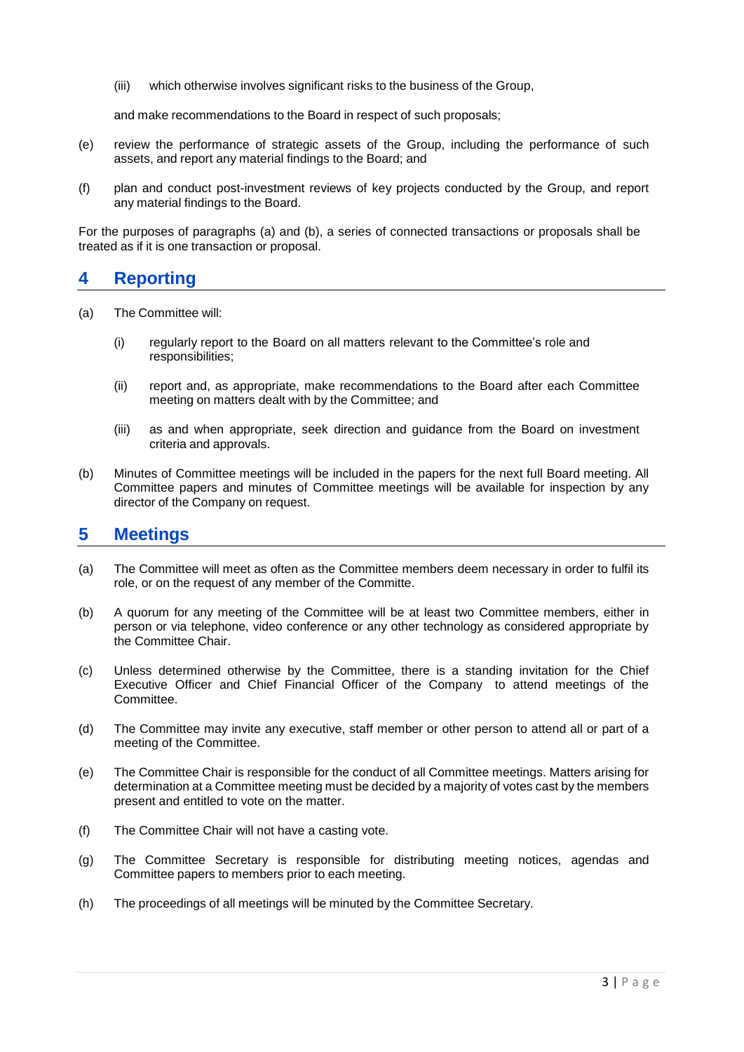(iii) which otherwise involves significant risks to the business of the Group,

and make recommendations to the Board in respect of such proposals;

(e) review the performance of strategic assets of the Group, including the performance of such assets, and report any material findings to the Board; and

(f) plan and conduct post-investment reviews of key projects conducted by the Group, and report any material findings to the Board.

For the purposes of paragraphs (a) and (b), a series of connected transactions or proposals shall be treated as if it is one transaction or proposal.

## 4 Reporting

(a) The Committee will:

(i) regularly report to the Board on all matters relevant to the Committee's role and responsibilities;

(ii) report and, as appropriate, make recommendations to the Board after each Committee meeting on matters dealt with by the Committee; and

(iii) as and when appropriate, seek direction and guidance from the Board on investment criteria and approvals.

(b) Minutes of Committee meetings will be included in the papers for the next full Board meeting. All Committee papers and minutes of Committee meetings will be available for inspection by any director of the Company on request.

## 5 Meetings

(a) The Committee will meet as often as the Committee members deem necessary in order to fulfil its role, or on the request of any member of the Committe.

(b) A quorum for any meeting of the Committee will be at least two Committee members, either in person or via telephone, video conference or any other technology as considered appropriate by the Committee Chair.

(c) Unless determined otherwise by the Committee, there is a standing invitation for the Chief Executive Officer and Chief Financial Officer of the Company to attend meetings of the Committee.

(d) The Committee may invite any executive, staff member or other person to attend all or part of a meeting of the Committee.

(e) The Committee Chair is responsible for the conduct of all Committee meetings. Matters arising for determination at a Committee meeting must be decided by a majority of votes cast by the members present and entitled to vote on the matter.

(f) The Committee Chair will not have a casting vote.

(g) The Committee Secretary is responsible for distributing meeting notices, agendas and Committee papers to members prior to each meeting.

(h) The proceedings of all meetings will be minuted by the Committee Secretary.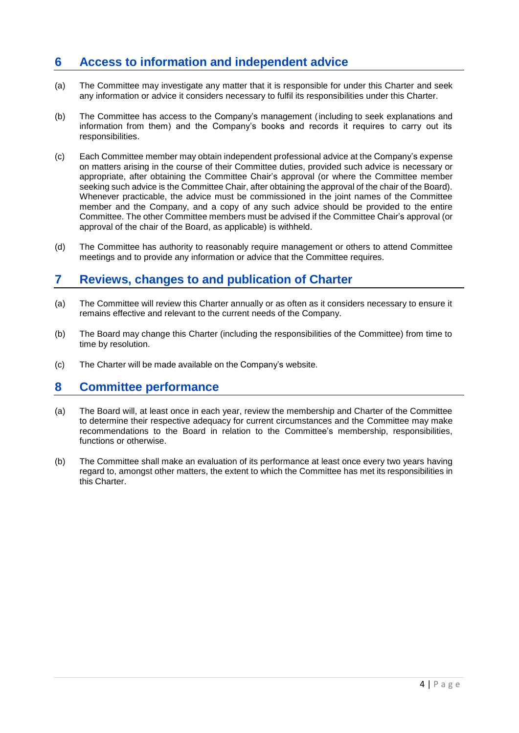## 6 Access to information and independent advice

(a) The Committee may investigate any matter that it is responsible for under this Charter and seek any information or advice it considers necessary to fulfil its responsibilities under this Charter.

(b) The Committee has access to the Company's management (including to seek explanations and information from them) and the Company's books and records it requires to carry out its responsibilities.

(c) Each Committee member may obtain independent professional advice at the Company's expense on matters arising in the course of their Committee duties, provided such advice is necessary or appropriate, after obtaining the Committee Chair's approval (or where the Committee member seeking such advice is the Committee Chair, after obtaining the approval of the chair of the Board). Whenever practicable, the advice must be commissioned in the joint names of the Committee member and the Company, and a copy of any such advice should be provided to the entire Committee. The other Committee members must be advised if the Committee Chair's approval (or approval of the chair of the Board, as applicable) is withheld.

(d) The Committee has authority to reasonably require management or others to attend Committee meetings and to provide any information or advice that the Committee requires.

## 7 Reviews, changes to and publication of Charter

(a) The Committee will review this Charter annually or as often as it considers necessary to ensure it remains effective and relevant to the current needs of the Company.

(b) The Board may change this Charter (including the responsibilities of the Committee) from time to time by resolution.

(c) The Charter will be made available on the Company's website.

## 8 Committee performance

(a) The Board will, at least once in each year, review the membership and Charter of the Committee to determine their respective adequacy for current circumstances and the Committee may make recommendations to the Board in relation to the Committee's membership, responsibilities, functions or otherwise.

(b) The Committee shall make an evaluation of its performance at least once every two years having regard to, amongst other matters, the extent to which the Committee has met its responsibilities in this Charter.